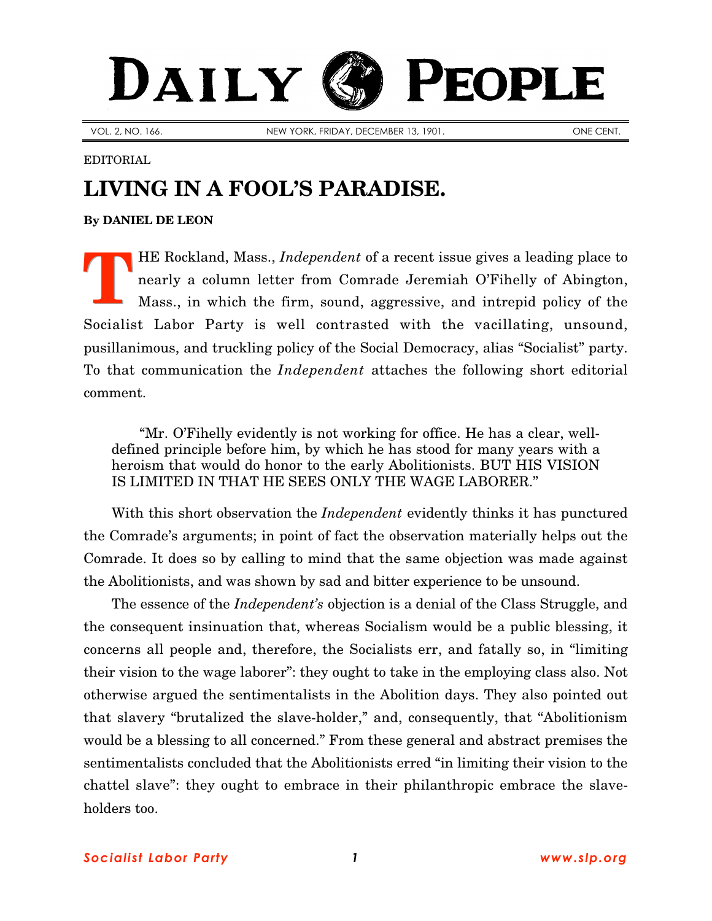# DAILY PEOPLE

VOL. 2, NO. 166. NEW YORK, FRIDAY, DECEMBER 13, 1901. ONE CENT.

EDITORIAL

## LIVING IN A FOOL'S PARADISE.

**By DANIEL DE LEON**

THE Rockland, Mass., *Independent* of a recent issue gives a leading place to nearly a column letter from Comrade Jeremiah O'Fihelly of Abington, Mass., in which the firm, sound, aggressive, and intrepid policy of the Socialist Labor Party is well contrasted with the vacillating, unsound, pusillanimous, and truckling policy of the Social Democracy, alias "Socialist" party. To that communication the *Independent* attaches the following short editorial comment.

> "Mr. O'Fihelly evidently is not working for office. He has a clear, well-defined principle before him, by which he has stood for many years with a heroism that would do honor to the early Abolitionists. BUT HIS VISION IS LIMITED IN THAT HE SEES ONLY THE WAGE LABORER."

With this short observation the *Independent* evidently thinks it has punctured the Comrade's arguments; in point of fact the observation materially helps out the Comrade. It does so by calling to mind that the same objection was made against the Abolitionists, and was shown by sad and bitter experience to be unsound.

The essence of the *Independent's* objection is a denial of the Class Struggle, and the consequent insinuation that, whereas Socialism would be a public blessing, it concerns all people and, therefore, the Socialists err, and fatally so, in "limiting their vision to the wage laborer": they ought to take in the employing class also. Not otherwise argued the sentimentalists in the Abolition days. They also pointed out that slavery "brutalized the slave-holder," and, consequently, that "Abolitionism would be a blessing to all concerned." From these general and abstract premises the sentimentalists concluded that the Abolitionists erred "in limiting their vision to the chattel slave": they ought to embrace in their philanthropic embrace the slave-holders too.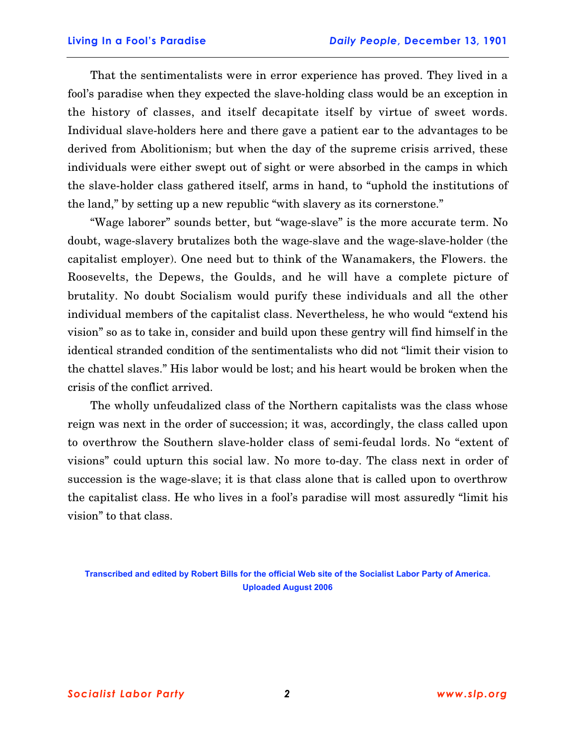That the sentimentalists were in error experience has proved. They lived in a fool's paradise when they expected the slave-holding class would be an exception in the history of classes, and itself decapitate itself by virtue of sweet words. Individual slave-holders here and there gave a patient ear to the advantages to be derived from Abolitionism; but when the day of the supreme crisis arrived, these individuals were either swept out of sight or were absorbed in the camps in which the slave-holder class gathered itself, arms in hand, to "uphold the institutions of the land," by setting up a new republic "with slavery as its cornerstone."

"Wage laborer" sounds better, but "wage-slave" is the more accurate term. No doubt, wage-slavery brutalizes both the wage-slave and the wage-slave-holder (the capitalist employer). One need but to think of the Wanamakers, the Flowers. the Roosevelts, the Depews, the Goulds, and he will have a complete picture of brutality. No doubt Socialism would purify these individuals and all the other individual members of the capitalist class. Nevertheless, he who would "extend his vision" so as to take in, consider and build upon these gentry will find himself in the identical stranded condition of the sentimentalists who did not "limit their vision to the chattel slaves." His labor would be lost; and his heart would be broken when the crisis of the conflict arrived.

The wholly unfeudalized class of the Northern capitalists was the class whose reign was next in the order of succession; it was, accordingly, the class called upon to overthrow the Southern slave-holder class of semi-feudal lords. No "extent of visions" could upturn this social law. No more to-day. The class next in order of succession is the wage-slave; it is that class alone that is called upon to overthrow the capitalist class. He who lives in a fool's paradise will most assuredly "limit his vision" to that class.

**Transcribed and edited by Robert Bills for the official Web site of the Socialist Labor Party of America. Uploaded August 2006**